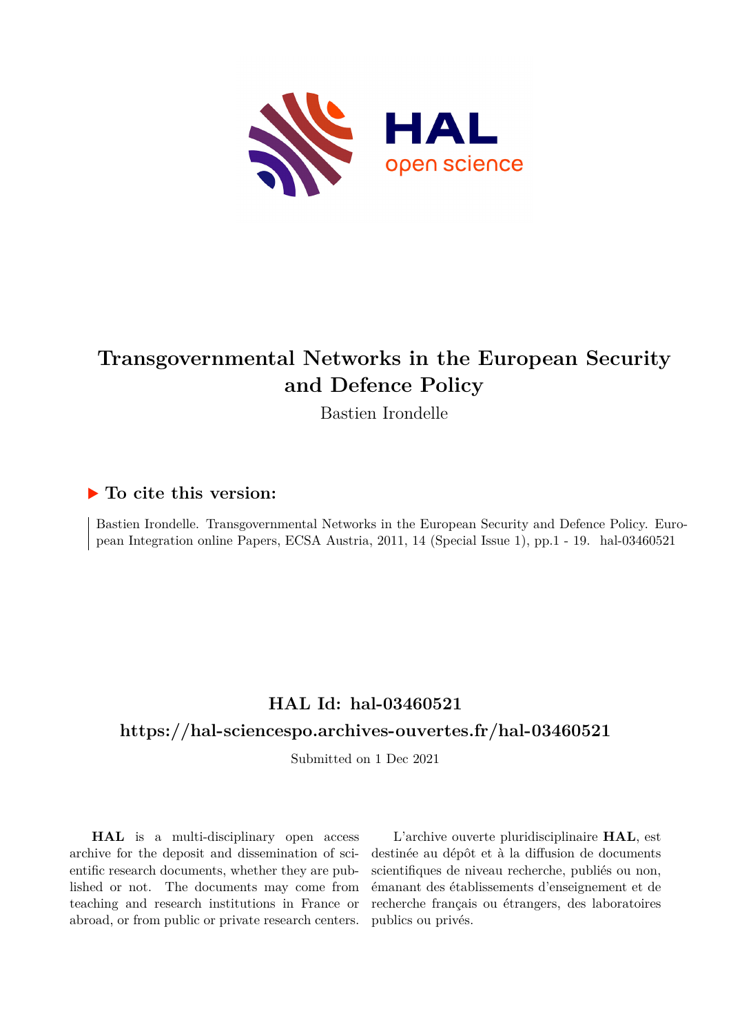# Transgovernmental Networks in the European Security and Defence Policy

Bastien Irondelle

## ▶ To cite this version:

Bastien Irondelle. Transgovernmental Networks in the European Security and Defence Policy. European Integration online Papers, ECSA Austria, 2011, 14 (Special Issue 1), pp.1 - 19. hal-03460521

## HAL Id: hal-03460521

## https://hal-sciencespo.archives-ouvertes.fr/hal-03460521

Submitted on 1 Dec 2021

**HAL** is a multi-disciplinary open access archive for the deposit and dissemination of scientific research documents, whether they are published or not. The documents may come from teaching and research institutions in France or abroad, or from public or private research centers.

L'archive ouverte pluridisciplinaire **HAL**, est destinée au dépôt et à la diffusion de documents scientifiques de niveau recherche, publiés ou non, émanant des établissements d'enseignement et de recherche français ou étrangers, des laboratoires publics ou privés.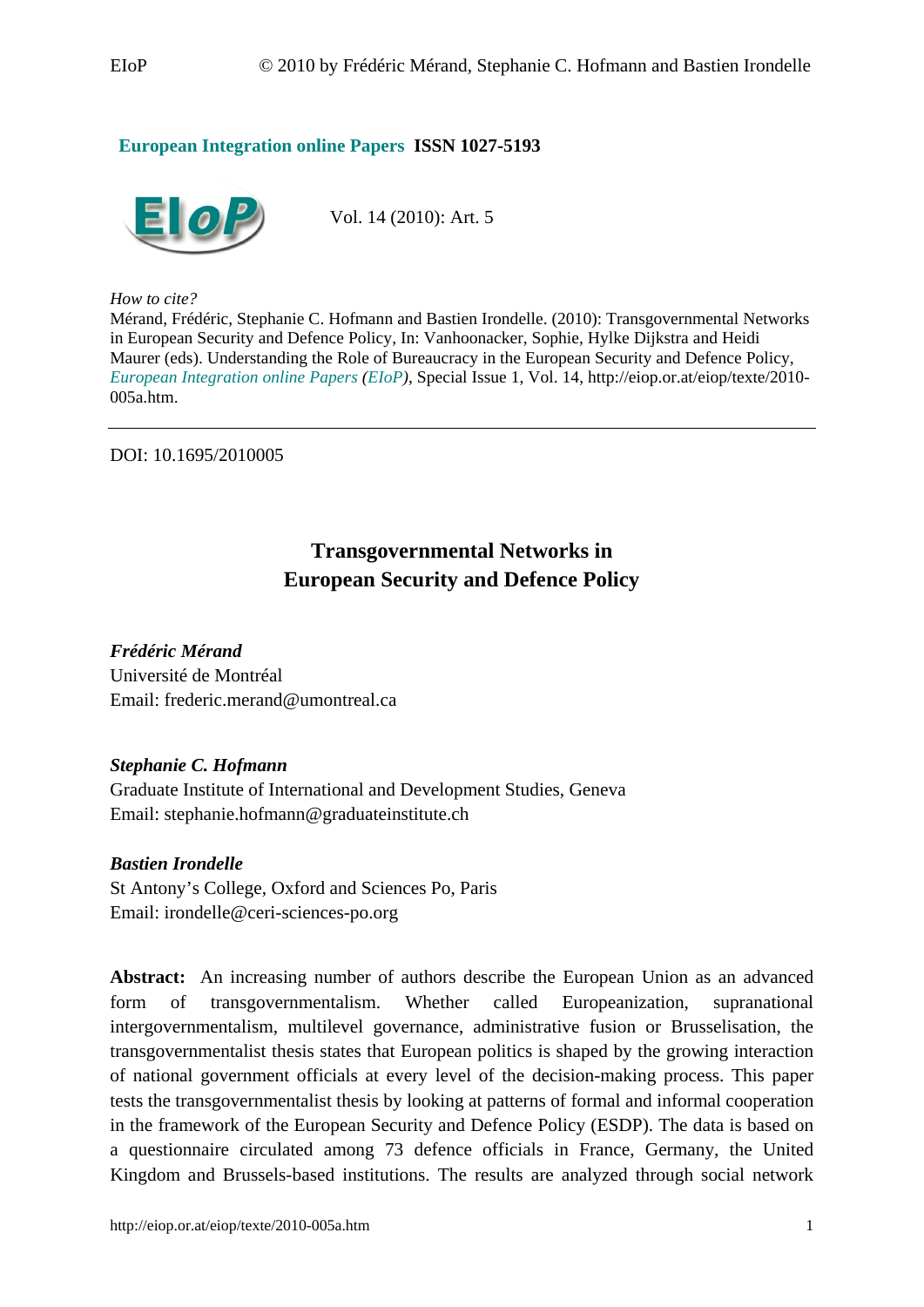European Integration online Papers ISSN 1027-5193

Vol. 14 (2010): Art. 5

*How to cite?*
Mérand, Frédéric, Stephanie C. Hofmann and Bastien Irondelle. (2010): Transgovernmental Networks in European Security and Defence Policy, In: Vanhoonacker, Sophie, Hylke Dijkstra and Heidi Maurer (eds). Understanding the Role of Bureaucracy in the European Security and Defence Policy, *European Integration online Papers (EIoP)*, Special Issue 1, Vol. 14, http://eiop.or.at/eiop/texte/2010-005a.htm.

---

DOI: 10.1695/2010005

# Transgovernmental Networks in European Security and Defence Policy

***Frédéric Mérand***
Université de Montréal
Email: frederic.merand@umontreal.ca

***Stephanie C. Hofmann***
Graduate Institute of International and Development Studies, Geneva
Email: stephanie.hofmann@graduateinstitute.ch

***Bastien Irondelle***
St Antony's College, Oxford and Sciences Po, Paris
Email: irondelle@ceri-sciences-po.org

**Abstract:** An increasing number of authors describe the European Union as an advanced form of transgovernmentalism. Whether called Europeanization, supranational intergovernmentalism, multilevel governance, administrative fusion or Brusselisation, the transgovernmentalist thesis states that European politics is shaped by the growing interaction of national government officials at every level of the decision-making process. This paper tests the transgovernmentalist thesis by looking at patterns of formal and informal cooperation in the framework of the European Security and Defence Policy (ESDP). The data is based on a questionnaire circulated among 73 defence officials in France, Germany, the United Kingdom and Brussels-based institutions. The results are analyzed through social network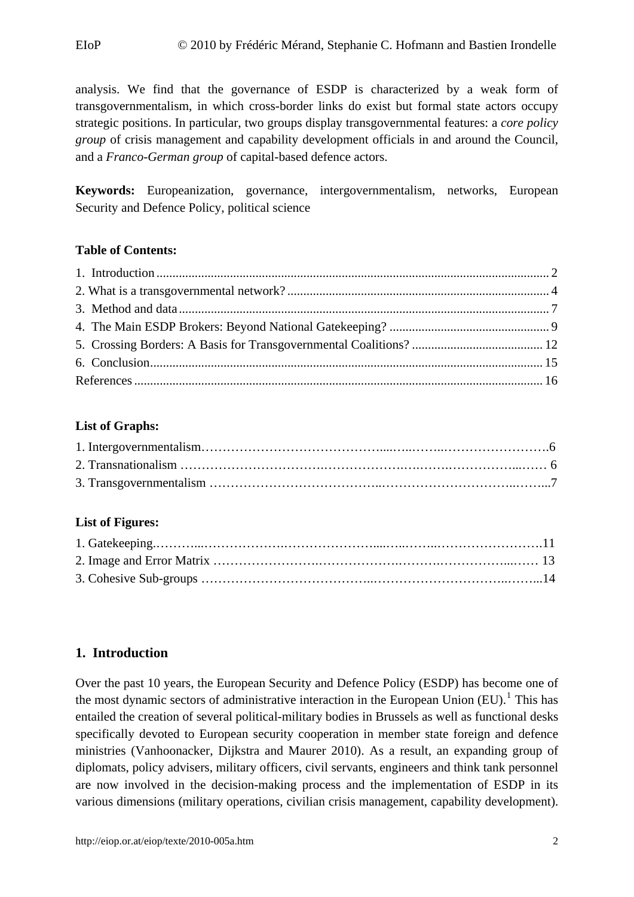analysis. We find that the governance of ESDP is characterized by a weak form of transgovernmentalism, in which cross-border links do exist but formal state actors occupy strategic positions. In particular, two groups display transgovernmental features: a *core policy group* of crisis management and capability development officials in and around the Council, and a *Franco-German group* of capital-based defence actors.

**Keywords:** Europeanization, governance, intergovernmentalism, networks, European Security and Defence Policy, political science

**Table of Contents:**

1. Introduction .......... 2
2. What is a transgovernmental network? .......... 4
3. Method and data .......... 7
4. The Main ESDP Brokers: Beyond National Gatekeeping? .......... 9
5. Crossing Borders: A Basis for Transgovernmental Coalitions? .......... 12
6. Conclusion .......... 15

References .......... 16

**List of Graphs:**

1. Intergovernmentalism .......... 6
2. Transnationalism .......... 6
3. Transgovernmentalism .......... 7

**List of Figures:**

1. Gatekeeping .......... 11
2. Image and Error Matrix .......... 13
3. Cohesive Sub-groups .......... 14

## 1. Introduction

Over the past 10 years, the European Security and Defence Policy (ESDP) has become one of the most dynamic sectors of administrative interaction in the European Union (EU).[1] This has entailed the creation of several political-military bodies in Brussels as well as functional desks specifically devoted to European security cooperation in member state foreign and defence ministries (Vanhoonacker, Dijkstra and Maurer 2010). As a result, an expanding group of diplomats, policy advisers, military officers, civil servants, engineers and think tank personnel are now involved in the decision-making process and the implementation of ESDP in its various dimensions (military operations, civilian crisis management, capability development).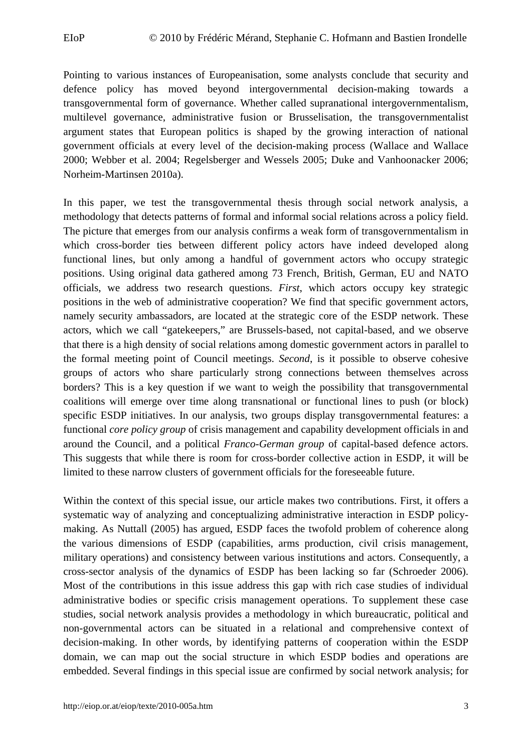Pointing to various instances of Europeanisation, some analysts conclude that security and defence policy has moved beyond intergovernmental decision-making towards a transgovernmental form of governance. Whether called supranational intergovernmentalism, multilevel governance, administrative fusion or Brusselisation, the transgovernmentalist argument states that European politics is shaped by the growing interaction of national government officials at every level of the decision-making process (Wallace and Wallace 2000; Webber et al. 2004; Regelsberger and Wessels 2005; Duke and Vanhoonacker 2006; Norheim-Martinsen 2010a).

In this paper, we test the transgovernmental thesis through social network analysis, a methodology that detects patterns of formal and informal social relations across a policy field. The picture that emerges from our analysis confirms a weak form of transgovernmentalism in which cross-border ties between different policy actors have indeed developed along functional lines, but only among a handful of government actors who occupy strategic positions. Using original data gathered among 73 French, British, German, EU and NATO officials, we address two research questions. *First*, which actors occupy key strategic positions in the web of administrative cooperation? We find that specific government actors, namely security ambassadors, are located at the strategic core of the ESDP network. These actors, which we call "gatekeepers," are Brussels-based, not capital-based, and we observe that there is a high density of social relations among domestic government actors in parallel to the formal meeting point of Council meetings. *Second*, is it possible to observe cohesive groups of actors who share particularly strong connections between themselves across borders? This is a key question if we want to weigh the possibility that transgovernmental coalitions will emerge over time along transnational or functional lines to push (or block) specific ESDP initiatives. In our analysis, two groups display transgovernmental features: a functional *core policy group* of crisis management and capability development officials in and around the Council, and a political *Franco-German group* of capital-based defence actors. This suggests that while there is room for cross-border collective action in ESDP, it will be limited to these narrow clusters of government officials for the foreseeable future.

Within the context of this special issue, our article makes two contributions. First, it offers a systematic way of analyzing and conceptualizing administrative interaction in ESDP policy-making. As Nuttall (2005) has argued, ESDP faces the twofold problem of coherence along the various dimensions of ESDP (capabilities, arms production, civil crisis management, military operations) and consistency between various institutions and actors. Consequently, a cross-sector analysis of the dynamics of ESDP has been lacking so far (Schroeder 2006). Most of the contributions in this issue address this gap with rich case studies of individual administrative bodies or specific crisis management operations. To supplement these case studies, social network analysis provides a methodology in which bureaucratic, political and non-governmental actors can be situated in a relational and comprehensive context of decision-making. In other words, by identifying patterns of cooperation within the ESDP domain, we can map out the social structure in which ESDP bodies and operations are embedded. Several findings in this special issue are confirmed by social network analysis; for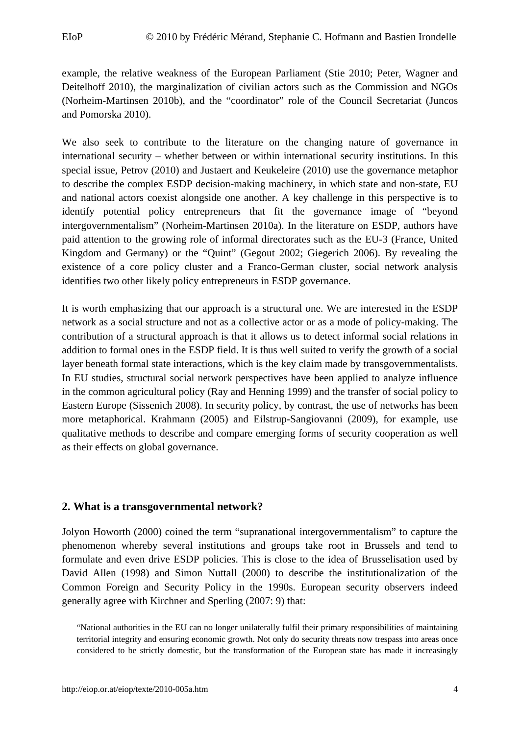example, the relative weakness of the European Parliament (Stie 2010; Peter, Wagner and Deitelhoff 2010), the marginalization of civilian actors such as the Commission and NGOs (Norheim-Martinsen 2010b), and the "coordinator" role of the Council Secretariat (Juncos and Pomorska 2010).

We also seek to contribute to the literature on the changing nature of governance in international security – whether between or within international security institutions. In this special issue, Petrov (2010) and Justaert and Keukeleire (2010) use the governance metaphor to describe the complex ESDP decision-making machinery, in which state and non-state, EU and national actors coexist alongside one another. A key challenge in this perspective is to identify potential policy entrepreneurs that fit the governance image of "beyond intergovernmentalism" (Norheim-Martinsen 2010a). In the literature on ESDP, authors have paid attention to the growing role of informal directorates such as the EU-3 (France, United Kingdom and Germany) or the "Quint" (Gegout 2002; Giegerich 2006). By revealing the existence of a core policy cluster and a Franco-German cluster, social network analysis identifies two other likely policy entrepreneurs in ESDP governance.

It is worth emphasizing that our approach is a structural one. We are interested in the ESDP network as a social structure and not as a collective actor or as a mode of policy-making. The contribution of a structural approach is that it allows us to detect informal social relations in addition to formal ones in the ESDP field. It is thus well suited to verify the growth of a social layer beneath formal state interactions, which is the key claim made by transgovernmentalists. In EU studies, structural social network perspectives have been applied to analyze influence in the common agricultural policy (Ray and Henning 1999) and the transfer of social policy to Eastern Europe (Sissenich 2008). In security policy, by contrast, the use of networks has been more metaphorical. Krahmann (2005) and Eilstrup-Sangiovanni (2009), for example, use qualitative methods to describe and compare emerging forms of security cooperation as well as their effects on global governance.

## 2. What is a transgovernmental network?

Jolyon Howorth (2000) coined the term "supranational intergovernmentalism" to capture the phenomenon whereby several institutions and groups take root in Brussels and tend to formulate and even drive ESDP policies. This is close to the idea of Brusselisation used by David Allen (1998) and Simon Nuttall (2000) to describe the institutionalization of the Common Foreign and Security Policy in the 1990s. European security observers indeed generally agree with Kirchner and Sperling (2007: 9) that:

> "National authorities in the EU can no longer unilaterally fulfil their primary responsibilities of maintaining territorial integrity and ensuring economic growth. Not only do security threats now trespass into areas once considered to be strictly domestic, but the transformation of the European state has made it increasingly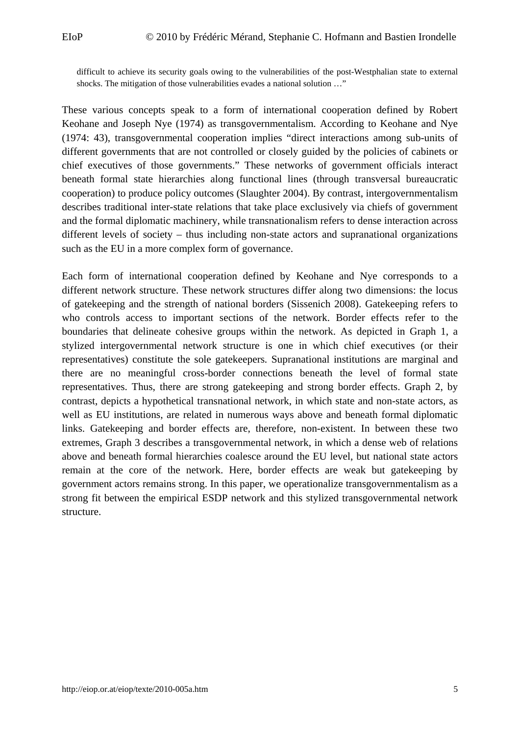> difficult to achieve its security goals owing to the vulnerabilities of the post-Westphalian state to external shocks. The mitigation of those vulnerabilities evades a national solution …"

These various concepts speak to a form of international cooperation defined by Robert Keohane and Joseph Nye (1974) as transgovernmentalism. According to Keohane and Nye (1974: 43), transgovernmental cooperation implies "direct interactions among sub-units of different governments that are not controlled or closely guided by the policies of cabinets or chief executives of those governments." These networks of government officials interact beneath formal state hierarchies along functional lines (through transversal bureaucratic cooperation) to produce policy outcomes (Slaughter 2004). By contrast, intergovernmentalism describes traditional inter-state relations that take place exclusively via chiefs of government and the formal diplomatic machinery, while transnationalism refers to dense interaction across different levels of society – thus including non-state actors and supranational organizations such as the EU in a more complex form of governance.

Each form of international cooperation defined by Keohane and Nye corresponds to a different network structure. These network structures differ along two dimensions: the locus of gatekeeping and the strength of national borders (Sissenich 2008). Gatekeeping refers to who controls access to important sections of the network. Border effects refer to the boundaries that delineate cohesive groups within the network. As depicted in Graph 1, a stylized intergovernmental network structure is one in which chief executives (or their representatives) constitute the sole gatekeepers. Supranational institutions are marginal and there are no meaningful cross-border connections beneath the level of formal state representatives. Thus, there are strong gatekeeping and strong border effects. Graph 2, by contrast, depicts a hypothetical transnational network, in which state and non-state actors, as well as EU institutions, are related in numerous ways above and beneath formal diplomatic links. Gatekeeping and border effects are, therefore, non-existent. In between these two extremes, Graph 3 describes a transgovernmental network, in which a dense web of relations above and beneath formal hierarchies coalesce around the EU level, but national state actors remain at the core of the network. Here, border effects are weak but gatekeeping by government actors remains strong. In this paper, we operationalize transgovernmentalism as a strong fit between the empirical ESDP network and this stylized transgovernmental network structure.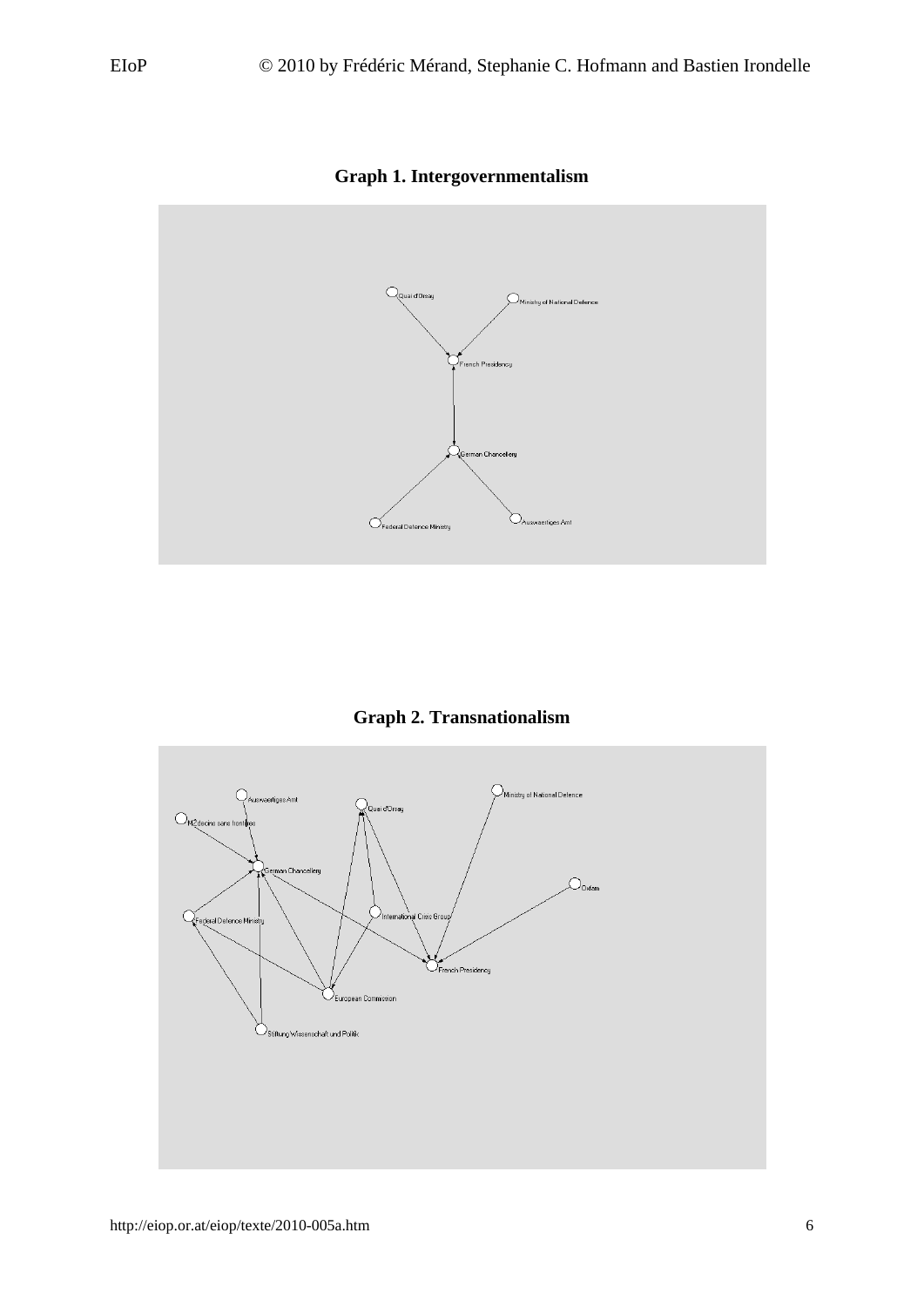**Graph 1. Intergovernmentalism**

Quai d'Orsay

Ministry of National Defence

French Presidency

German Chancellery

Federal Defence Ministry

Auswaertiges Amt

**Graph 2. Transnationalism**

Auswaertiges Amt

Médecins sans frontières

Quai d'Orsay

Ministry of National Defence

German Chancellery

Oxfam

Federal Defence Ministry

International Crisis Group

French Presidency

European Commission

Stiftung Wissenschaft und Politik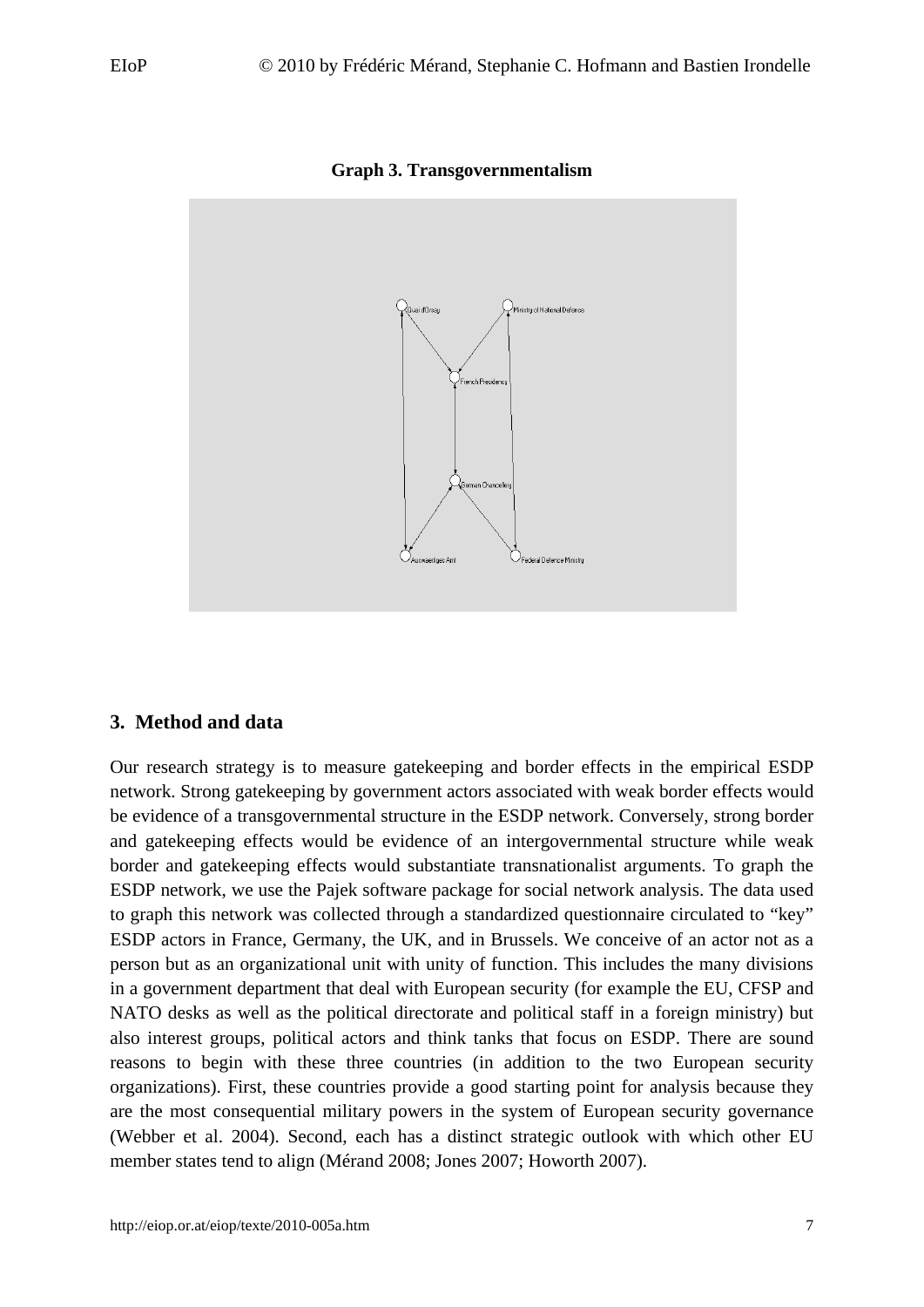**Graph 3. Transgovernmentalism**

## 3. Method and data

Our research strategy is to measure gatekeeping and border effects in the empirical ESDP network. Strong gatekeeping by government actors associated with weak border effects would be evidence of a transgovernmental structure in the ESDP network. Conversely, strong border and gatekeeping effects would be evidence of an intergovernmental structure while weak border and gatekeeping effects would substantiate transnationalist arguments. To graph the ESDP network, we use the Pajek software package for social network analysis. The data used to graph this network was collected through a standardized questionnaire circulated to "key" ESDP actors in France, Germany, the UK, and in Brussels. We conceive of an actor not as a person but as an organizational unit with unity of function. This includes the many divisions in a government department that deal with European security (for example the EU, CFSP and NATO desks as well as the political directorate and political staff in a foreign ministry) but also interest groups, political actors and think tanks that focus on ESDP. There are sound reasons to begin with these three countries (in addition to the two European security organizations). First, these countries provide a good starting point for analysis because they are the most consequential military powers in the system of European security governance (Webber et al. 2004). Second, each has a distinct strategic outlook with which other EU member states tend to align (Mérand 2008; Jones 2007; Howorth 2007).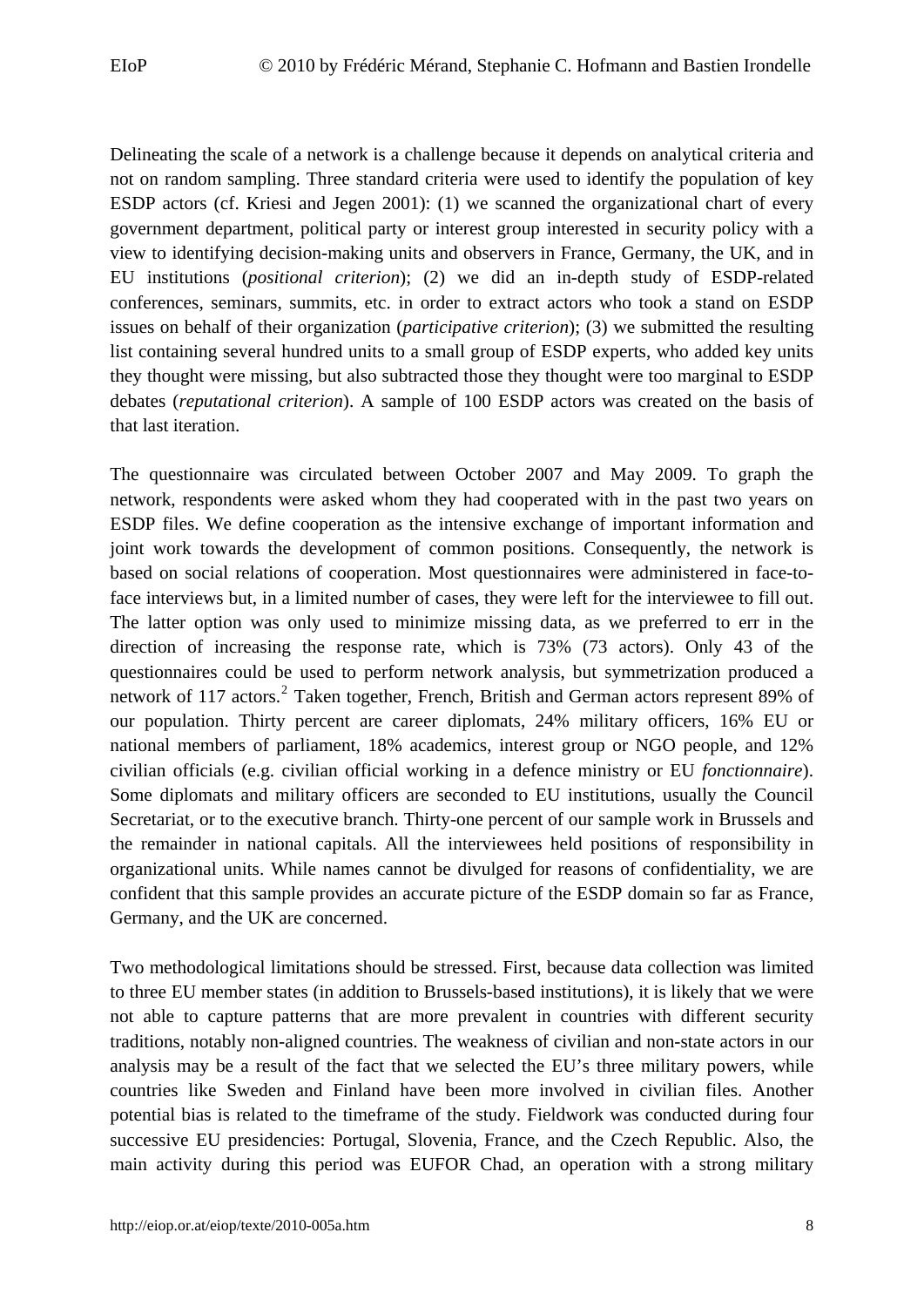Delineating the scale of a network is a challenge because it depends on analytical criteria and not on random sampling. Three standard criteria were used to identify the population of key ESDP actors (cf. Kriesi and Jegen 2001): (1) we scanned the organizational chart of every government department, political party or interest group interested in security policy with a view to identifying decision-making units and observers in France, Germany, the UK, and in EU institutions (*positional criterion*); (2) we did an in-depth study of ESDP-related conferences, seminars, summits, etc. in order to extract actors who took a stand on ESDP issues on behalf of their organization (*participative criterion*); (3) we submitted the resulting list containing several hundred units to a small group of ESDP experts, who added key units they thought were missing, but also subtracted those they thought were too marginal to ESDP debates (*reputational criterion*). A sample of 100 ESDP actors was created on the basis of that last iteration.

The questionnaire was circulated between October 2007 and May 2009. To graph the network, respondents were asked whom they had cooperated with in the past two years on ESDP files. We define cooperation as the intensive exchange of important information and joint work towards the development of common positions. Consequently, the network is based on social relations of cooperation. Most questionnaires were administered in face-to-face interviews but, in a limited number of cases, they were left for the interviewee to fill out. The latter option was only used to minimize missing data, as we preferred to err in the direction of increasing the response rate, which is 73% (73 actors). Only 43 of the questionnaires could be used to perform network analysis, but symmetrization produced a network of 117 actors.[2] Taken together, French, British and German actors represent 89% of our population. Thirty percent are career diplomats, 24% military officers, 16% EU or national members of parliament, 18% academics, interest group or NGO people, and 12% civilian officials (e.g. civilian official working in a defence ministry or EU *fonctionnaire*). Some diplomats and military officers are seconded to EU institutions, usually the Council Secretariat, or to the executive branch. Thirty-one percent of our sample work in Brussels and the remainder in national capitals. All the interviewees held positions of responsibility in organizational units. While names cannot be divulged for reasons of confidentiality, we are confident that this sample provides an accurate picture of the ESDP domain so far as France, Germany, and the UK are concerned.

Two methodological limitations should be stressed. First, because data collection was limited to three EU member states (in addition to Brussels-based institutions), it is likely that we were not able to capture patterns that are more prevalent in countries with different security traditions, notably non-aligned countries. The weakness of civilian and non-state actors in our analysis may be a result of the fact that we selected the EU's three military powers, while countries like Sweden and Finland have been more involved in civilian files. Another potential bias is related to the timeframe of the study. Fieldwork was conducted during four successive EU presidencies: Portugal, Slovenia, France, and the Czech Republic. Also, the main activity during this period was EUFOR Chad, an operation with a strong military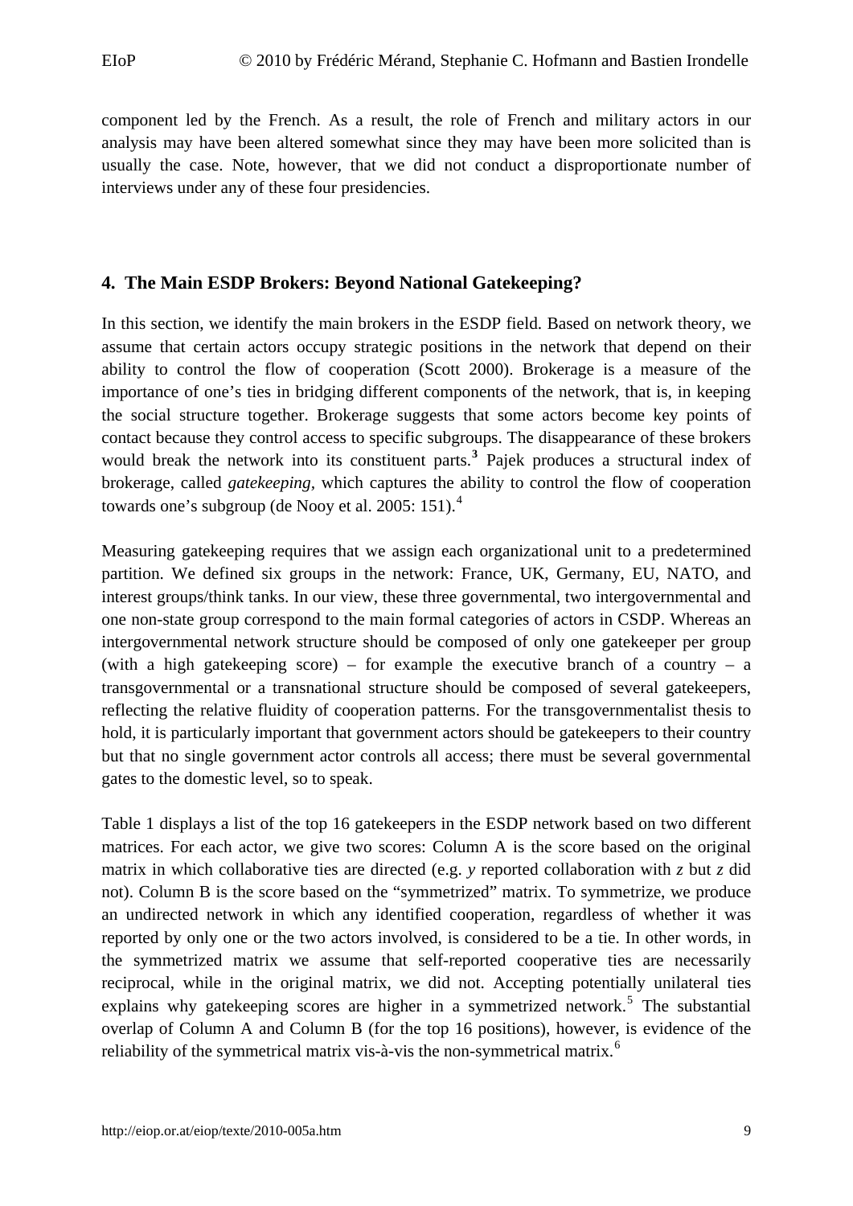component led by the French. As a result, the role of French and military actors in our analysis may have been altered somewhat since they may have been more solicited than is usually the case. Note, however, that we did not conduct a disproportionate number of interviews under any of these four presidencies.

## 4. The Main ESDP Brokers: Beyond National Gatekeeping?

In this section, we identify the main brokers in the ESDP field. Based on network theory, we assume that certain actors occupy strategic positions in the network that depend on their ability to control the flow of cooperation (Scott 2000). Brokerage is a measure of the importance of one's ties in bridging different components of the network, that is, in keeping the social structure together. Brokerage suggests that some actors become key points of contact because they control access to specific subgroups. The disappearance of these brokers would break the network into its constituent parts.[3] Pajek produces a structural index of brokerage, called *gatekeeping,* which captures the ability to control the flow of cooperation towards one's subgroup (de Nooy et al. 2005: 151).[4]

Measuring gatekeeping requires that we assign each organizational unit to a predetermined partition. We defined six groups in the network: France, UK, Germany, EU, NATO, and interest groups/think tanks. In our view, these three governmental, two intergovernmental and one non-state group correspond to the main formal categories of actors in CSDP. Whereas an intergovernmental network structure should be composed of only one gatekeeper per group (with a high gatekeeping score) – for example the executive branch of a country – a transgovernmental or a transnational structure should be composed of several gatekeepers, reflecting the relative fluidity of cooperation patterns. For the transgovernmentalist thesis to hold, it is particularly important that government actors should be gatekeepers to their country but that no single government actor controls all access; there must be several governmental gates to the domestic level, so to speak.

Table 1 displays a list of the top 16 gatekeepers in the ESDP network based on two different matrices. For each actor, we give two scores: Column A is the score based on the original matrix in which collaborative ties are directed (e.g. *y* reported collaboration with *z* but *z* did not). Column B is the score based on the "symmetrized" matrix. To symmetrize, we produce an undirected network in which any identified cooperation, regardless of whether it was reported by only one or the two actors involved, is considered to be a tie. In other words, in the symmetrized matrix we assume that self-reported cooperative ties are necessarily reciprocal, while in the original matrix, we did not. Accepting potentially unilateral ties explains why gatekeeping scores are higher in a symmetrized network.[5] The substantial overlap of Column A and Column B (for the top 16 positions), however, is evidence of the reliability of the symmetrical matrix vis-à-vis the non-symmetrical matrix.[6]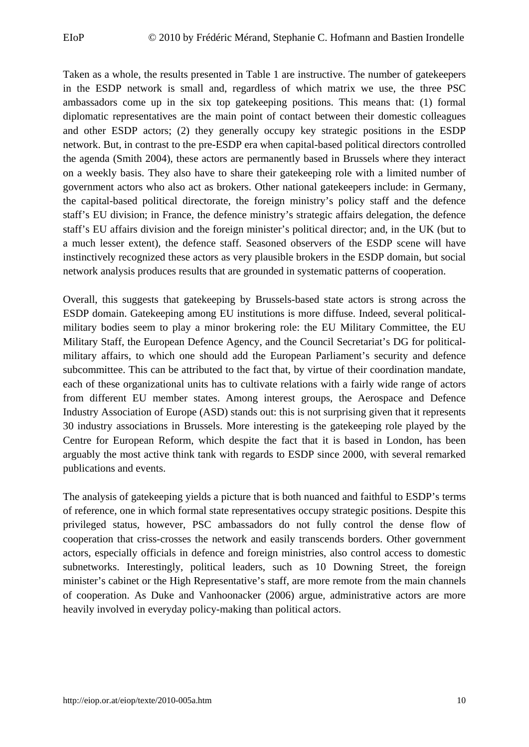Taken as a whole, the results presented in Table 1 are instructive. The number of gatekeepers in the ESDP network is small and, regardless of which matrix we use, the three PSC ambassadors come up in the six top gatekeeping positions. This means that: (1) formal diplomatic representatives are the main point of contact between their domestic colleagues and other ESDP actors; (2) they generally occupy key strategic positions in the ESDP network. But, in contrast to the pre-ESDP era when capital-based political directors controlled the agenda (Smith 2004), these actors are permanently based in Brussels where they interact on a weekly basis. They also have to share their gatekeeping role with a limited number of government actors who also act as brokers. Other national gatekeepers include: in Germany, the capital-based political directorate, the foreign ministry's policy staff and the defence staff's EU division; in France, the defence ministry's strategic affairs delegation, the defence staff's EU affairs division and the foreign minister's political director; and, in the UK (but to a much lesser extent), the defence staff. Seasoned observers of the ESDP scene will have instinctively recognized these actors as very plausible brokers in the ESDP domain, but social network analysis produces results that are grounded in systematic patterns of cooperation.

Overall, this suggests that gatekeeping by Brussels-based state actors is strong across the ESDP domain. Gatekeeping among EU institutions is more diffuse. Indeed, several political-military bodies seem to play a minor brokering role: the EU Military Committee, the EU Military Staff, the European Defence Agency, and the Council Secretariat's DG for political-military affairs, to which one should add the European Parliament's security and defence subcommittee. This can be attributed to the fact that, by virtue of their coordination mandate, each of these organizational units has to cultivate relations with a fairly wide range of actors from different EU member states. Among interest groups, the Aerospace and Defence Industry Association of Europe (ASD) stands out: this is not surprising given that it represents 30 industry associations in Brussels. More interesting is the gatekeeping role played by the Centre for European Reform, which despite the fact that it is based in London, has been arguably the most active think tank with regards to ESDP since 2000, with several remarked publications and events.

The analysis of gatekeeping yields a picture that is both nuanced and faithful to ESDP's terms of reference, one in which formal state representatives occupy strategic positions. Despite this privileged status, however, PSC ambassadors do not fully control the dense flow of cooperation that criss-crosses the network and easily transcends borders. Other government actors, especially officials in defence and foreign ministries, also control access to domestic subnetworks. Interestingly, political leaders, such as 10 Downing Street, the foreign minister's cabinet or the High Representative's staff, are more remote from the main channels of cooperation. As Duke and Vanhoonacker (2006) argue, administrative actors are more heavily involved in everyday policy-making than political actors.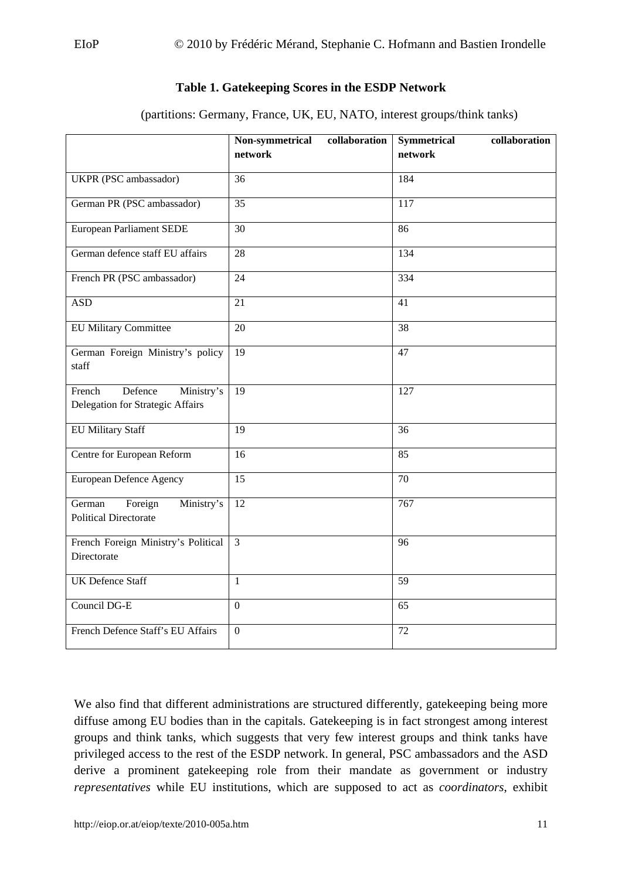**Table 1. Gatekeeping Scores in the ESDP Network**

(partitions: Germany, France, UK, EU, NATO, interest groups/think tanks)

| | **Non-symmetrical collaboration network** | **Symmetrical collaboration network** |
|---|---|---|
| UKPR (PSC ambassador) | 36 | 184 |
| German PR (PSC ambassador) | 35 | 117 |
| European Parliament SEDE | 30 | 86 |
| German defence staff EU affairs | 28 | 134 |
| French PR (PSC ambassador) | 24 | 334 |
| ASD | 21 | 41 |
| EU Military Committee | 20 | 38 |
| German Foreign Ministry's policy staff | 19 | 47 |
| French Defence Ministry's Delegation for Strategic Affairs | 19 | 127 |
| EU Military Staff | 19 | 36 |
| Centre for European Reform | 16 | 85 |
| European Defence Agency | 15 | 70 |
| German Foreign Ministry's Political Directorate | 12 | 767 |
| French Foreign Ministry's Political Directorate | 3 | 96 |
| UK Defence Staff | 1 | 59 |
| Council DG-E | 0 | 65 |
| French Defence Staff's EU Affairs | 0 | 72 |

We also find that different administrations are structured differently, gatekeeping being more diffuse among EU bodies than in the capitals. Gatekeeping is in fact strongest among interest groups and think tanks, which suggests that very few interest groups and think tanks have privileged access to the rest of the ESDP network. In general, PSC ambassadors and the ASD derive a prominent gatekeeping role from their mandate as government or industry *representatives* while EU institutions, which are supposed to act as *coordinators*, exhibit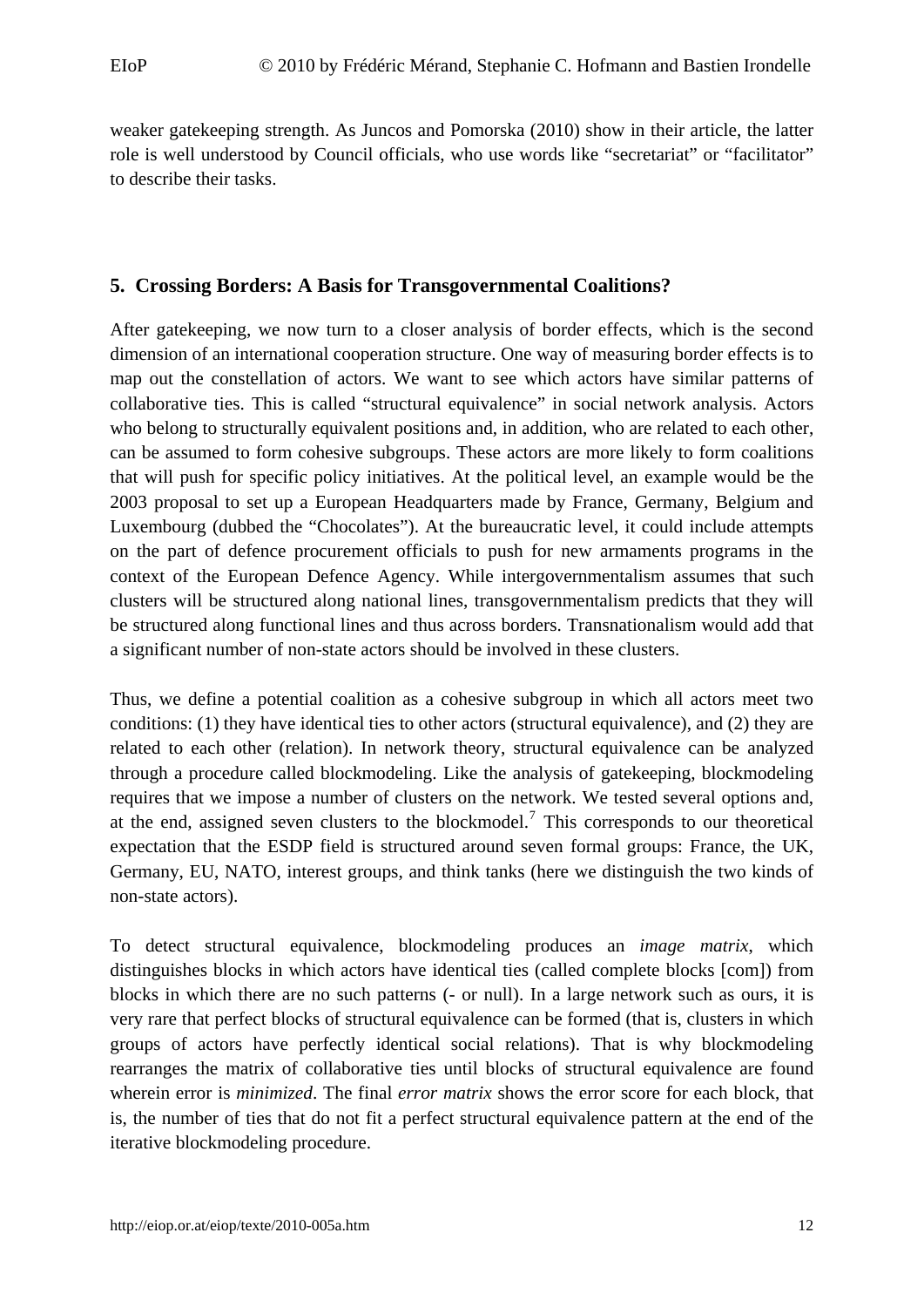weaker gatekeeping strength. As Juncos and Pomorska (2010) show in their article, the latter role is well understood by Council officials, who use words like "secretariat" or "facilitator" to describe their tasks.

## 5. Crossing Borders: A Basis for Transgovernmental Coalitions?

After gatekeeping, we now turn to a closer analysis of border effects, which is the second dimension of an international cooperation structure. One way of measuring border effects is to map out the constellation of actors. We want to see which actors have similar patterns of collaborative ties. This is called "structural equivalence" in social network analysis. Actors who belong to structurally equivalent positions and, in addition, who are related to each other, can be assumed to form cohesive subgroups. These actors are more likely to form coalitions that will push for specific policy initiatives. At the political level, an example would be the 2003 proposal to set up a European Headquarters made by France, Germany, Belgium and Luxembourg (dubbed the "Chocolates"). At the bureaucratic level, it could include attempts on the part of defence procurement officials to push for new armaments programs in the context of the European Defence Agency. While intergovernmentalism assumes that such clusters will be structured along national lines, transgovernmentalism predicts that they will be structured along functional lines and thus across borders. Transnationalism would add that a significant number of non-state actors should be involved in these clusters.

Thus, we define a potential coalition as a cohesive subgroup in which all actors meet two conditions: (1) they have identical ties to other actors (structural equivalence), and (2) they are related to each other (relation). In network theory, structural equivalence can be analyzed through a procedure called blockmodeling. Like the analysis of gatekeeping, blockmodeling requires that we impose a number of clusters on the network. We tested several options and, at the end, assigned seven clusters to the blockmodel.[7] This corresponds to our theoretical expectation that the ESDP field is structured around seven formal groups: France, the UK, Germany, EU, NATO, interest groups, and think tanks (here we distinguish the two kinds of non-state actors).

To detect structural equivalence, blockmodeling produces an *image matrix*, which distinguishes blocks in which actors have identical ties (called complete blocks [com]) from blocks in which there are no such patterns (- or null). In a large network such as ours, it is very rare that perfect blocks of structural equivalence can be formed (that is, clusters in which groups of actors have perfectly identical social relations). That is why blockmodeling rearranges the matrix of collaborative ties until blocks of structural equivalence are found wherein error is *minimized*. The final *error matrix* shows the error score for each block, that is, the number of ties that do not fit a perfect structural equivalence pattern at the end of the iterative blockmodeling procedure.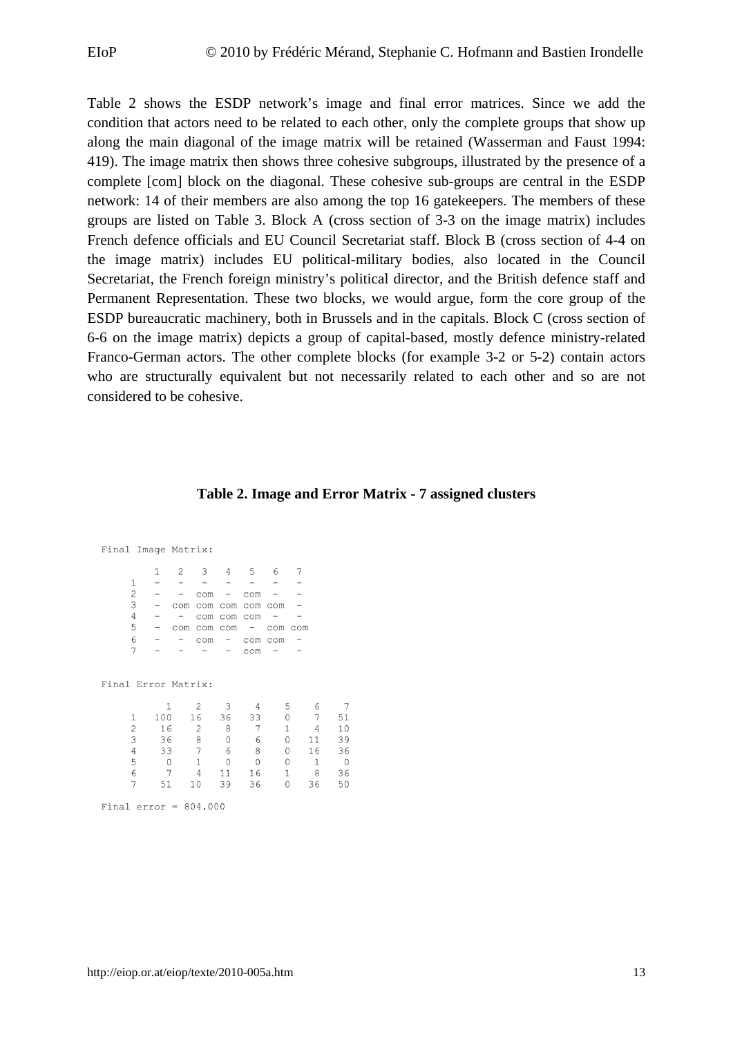Table 2 shows the ESDP network's image and final error matrices. Since we add the condition that actors need to be related to each other, only the complete groups that show up along the main diagonal of the image matrix will be retained (Wasserman and Faust 1994: 419). The image matrix then shows three cohesive subgroups, illustrated by the presence of a complete [com] block on the diagonal. These cohesive sub-groups are central in the ESDP network: 14 of their members are also among the top 16 gatekeepers. The members of these groups are listed on Table 3. Block A (cross section of 3-3 on the image matrix) includes French defence officials and EU Council Secretariat staff. Block B (cross section of 4-4 on the image matrix) includes EU political-military bodies, also located in the Council Secretariat, the French foreign ministry's political director, and the British defence staff and Permanent Representation. These two blocks, we would argue, form the core group of the ESDP bureaucratic machinery, both in Brussels and in the capitals. Block C (cross section of 6-6 on the image matrix) depicts a group of capital-based, mostly defence ministry-related Franco-German actors. The other complete blocks (for example 3-2 or 5-2) contain actors who are structurally equivalent but not necessarily related to each other and so are not considered to be cohesive.

**Table 2. Image and Error Matrix - 7 assigned clusters**

Final Image Matrix:

| | 1 | 2 | 3 | 4 | 5 | 6 | 7 |
|---|---|---|---|---|---|---|---|
| 1 | - | - | - | - | - | - | - |
| 2 | - | - | com | - | com | - | - |
| 3 | - | com | com | com | com | com | - |
| 4 | - | - | com | com | com | - | - |
| 5 | - | com | com | com | - | com | com |
| 6 | - | - | com | - | com | com | - |
| 7 | - | - | - | - | com | - | - |

Final Error Matrix:

| | 1 | 2 | 3 | 4 | 5 | 6 | 7 |
|---|---|---|---|---|---|---|---|
| 1 | 100 | 16 | 36 | 33 | 0 | 7 | 51 |
| 2 | 16 | 2 | 8 | 7 | 1 | 4 | 10 |
| 3 | 36 | 8 | 0 | 6 | 0 | 11 | 39 |
| 4 | 33 | 7 | 6 | 8 | 0 | 16 | 36 |
| 5 | 0 | 1 | 0 | 0 | 0 | 1 | 0 |
| 6 | 7 | 4 | 11 | 16 | 1 | 8 | 36 |
| 7 | 51 | 10 | 39 | 36 | 0 | 36 | 50 |

Final error = 804.000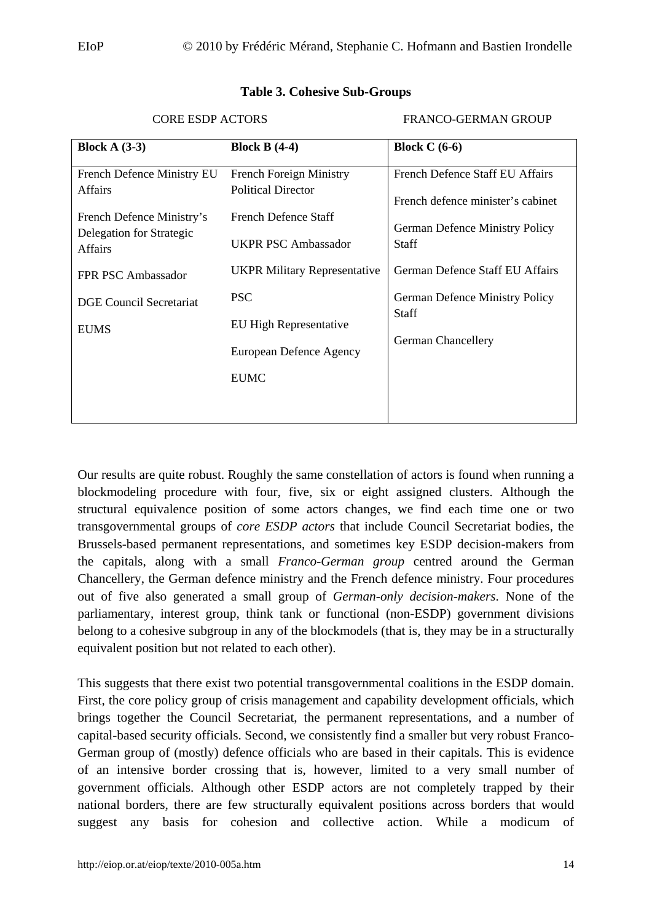**Table 3. Cohesive Sub-Groups**

| CORE ESDP ACTORS | | FRANCO-GERMAN GROUP |
|---|---|---|
| **Block A (3-3)** | **Block B (4-4)** | **Block C (6-6)** |
| French Defence Ministry EU Affairs | French Foreign Ministry Political Director | French Defence Staff EU Affairs |
| French Defence Ministry's Delegation for Strategic Affairs | French Defence Staff | French defence minister's cabinet |
| FPR PSC Ambassador | UKPR PSC Ambassador | German Defence Ministry Policy Staff |
| DGE Council Secretariat | UKPR Military Representative | German Defence Staff EU Affairs |
| EUMS | PSC | German Defence Ministry Policy Staff |
| | EU High Representative | German Chancellery |
| | European Defence Agency | |
| | EUMC | |

Our results are quite robust. Roughly the same constellation of actors is found when running a blockmodeling procedure with four, five, six or eight assigned clusters. Although the structural equivalence position of some actors changes, we find each time one or two transgovernmental groups of *core ESDP actors* that include Council Secretariat bodies, the Brussels-based permanent representations, and sometimes key ESDP decision-makers from the capitals, along with a small *Franco-German group* centred around the German Chancellery, the German defence ministry and the French defence ministry. Four procedures out of five also generated a small group of *German-only decision-makers*. None of the parliamentary, interest group, think tank or functional (non-ESDP) government divisions belong to a cohesive subgroup in any of the blockmodels (that is, they may be in a structurally equivalent position but not related to each other).

This suggests that there exist two potential transgovernmental coalitions in the ESDP domain. First, the core policy group of crisis management and capability development officials, which brings together the Council Secretariat, the permanent representations, and a number of capital-based security officials. Second, we consistently find a smaller but very robust Franco-German group of (mostly) defence officials who are based in their capitals. This is evidence of an intensive border crossing that is, however, limited to a very small number of government officials. Although other ESDP actors are not completely trapped by their national borders, there are few structurally equivalent positions across borders that would suggest any basis for cohesion and collective action. While a modicum of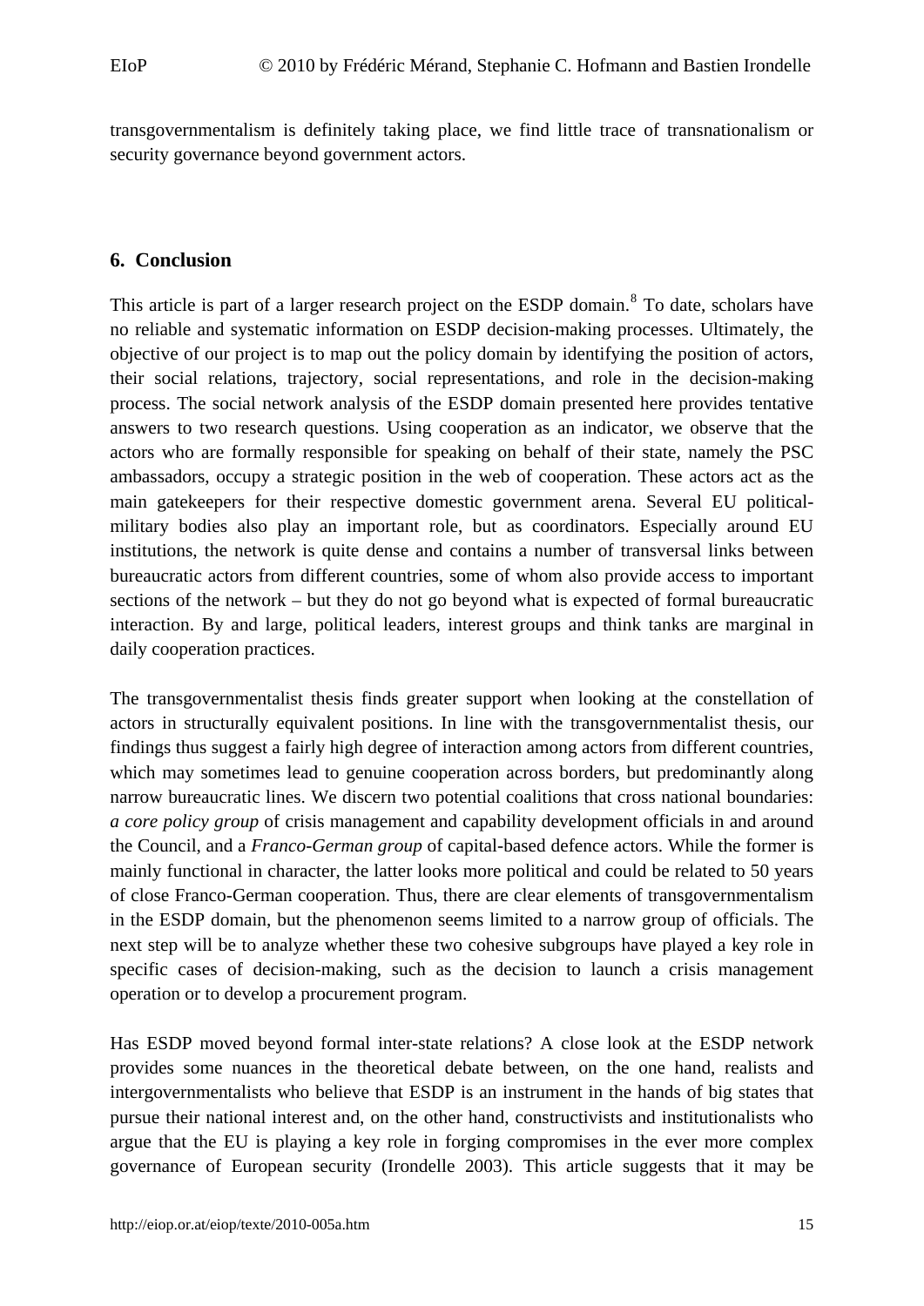transgovernmentalism is definitely taking place, we find little trace of transnationalism or security governance beyond government actors.

## 6. Conclusion

This article is part of a larger research project on the ESDP domain.[8] To date, scholars have no reliable and systematic information on ESDP decision-making processes. Ultimately, the objective of our project is to map out the policy domain by identifying the position of actors, their social relations, trajectory, social representations, and role in the decision-making process. The social network analysis of the ESDP domain presented here provides tentative answers to two research questions. Using cooperation as an indicator, we observe that the actors who are formally responsible for speaking on behalf of their state, namely the PSC ambassadors, occupy a strategic position in the web of cooperation. These actors act as the main gatekeepers for their respective domestic government arena. Several EU political-military bodies also play an important role, but as coordinators. Especially around EU institutions, the network is quite dense and contains a number of transversal links between bureaucratic actors from different countries, some of whom also provide access to important sections of the network – but they do not go beyond what is expected of formal bureaucratic interaction. By and large, political leaders, interest groups and think tanks are marginal in daily cooperation practices.

The transgovernmentalist thesis finds greater support when looking at the constellation of actors in structurally equivalent positions. In line with the transgovernmentalist thesis, our findings thus suggest a fairly high degree of interaction among actors from different countries, which may sometimes lead to genuine cooperation across borders, but predominantly along narrow bureaucratic lines. We discern two potential coalitions that cross national boundaries: *a core policy group* of crisis management and capability development officials in and around the Council, and a *Franco-German group* of capital-based defence actors. While the former is mainly functional in character, the latter looks more political and could be related to 50 years of close Franco-German cooperation. Thus, there are clear elements of transgovernmentalism in the ESDP domain, but the phenomenon seems limited to a narrow group of officials. The next step will be to analyze whether these two cohesive subgroups have played a key role in specific cases of decision-making, such as the decision to launch a crisis management operation or to develop a procurement program.

Has ESDP moved beyond formal inter-state relations? A close look at the ESDP network provides some nuances in the theoretical debate between, on the one hand, realists and intergovernmentalists who believe that ESDP is an instrument in the hands of big states that pursue their national interest and, on the other hand, constructivists and institutionalists who argue that the EU is playing a key role in forging compromises in the ever more complex governance of European security (Irondelle 2003). This article suggests that it may be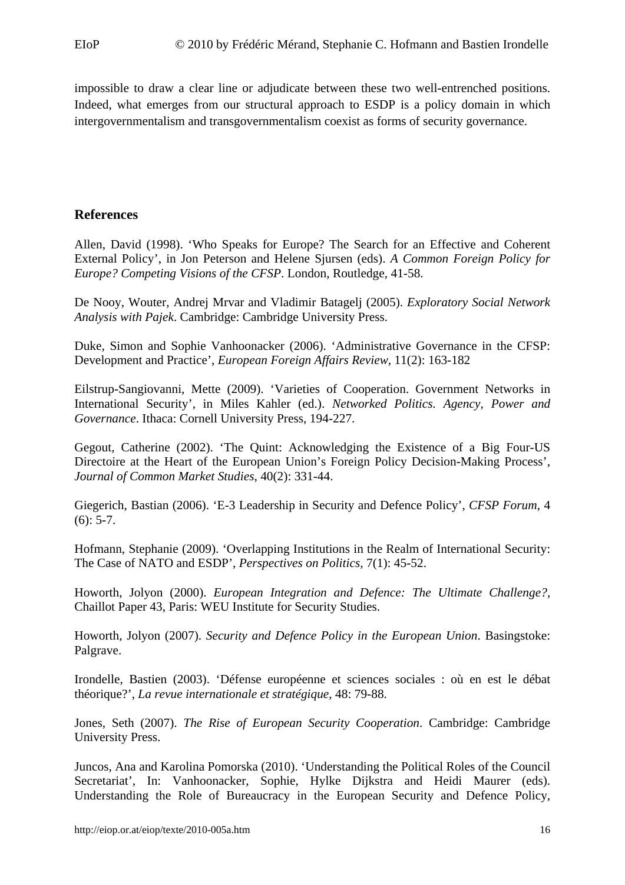impossible to draw a clear line or adjudicate between these two well-entrenched positions. Indeed, what emerges from our structural approach to ESDP is a policy domain in which intergovernmentalism and transgovernmentalism coexist as forms of security governance.

## References

Allen, David (1998). 'Who Speaks for Europe? The Search for an Effective and Coherent External Policy', in Jon Peterson and Helene Sjursen (eds). *A Common Foreign Policy for Europe? Competing Visions of the CFSP*. London, Routledge, 41-58.

De Nooy, Wouter, Andrej Mrvar and Vladimir Batagelj (2005). *Exploratory Social Network Analysis with Pajek*. Cambridge: Cambridge University Press.

Duke, Simon and Sophie Vanhoonacker (2006). 'Administrative Governance in the CFSP: Development and Practice', *European Foreign Affairs Review*, 11(2): 163-182

Eilstrup-Sangiovanni, Mette (2009). 'Varieties of Cooperation. Government Networks in International Security', in Miles Kahler (ed.). *Networked Politics. Agency, Power and Governance*. Ithaca: Cornell University Press, 194-227.

Gegout, Catherine (2002). 'The Quint: Acknowledging the Existence of a Big Four-US Directoire at the Heart of the European Union's Foreign Policy Decision-Making Process', *Journal of Common Market Studies*, 40(2): 331-44.

Giegerich, Bastian (2006). 'E-3 Leadership in Security and Defence Policy', *CFSP Forum*, 4 (6): 5-7.

Hofmann, Stephanie (2009). 'Overlapping Institutions in the Realm of International Security: The Case of NATO and ESDP', *Perspectives on Politics,* 7(1): 45-52.

Howorth, Jolyon (2000). *European Integration and Defence: The Ultimate Challenge?*, Chaillot Paper 43, Paris: WEU Institute for Security Studies.

Howorth, Jolyon (2007). *Security and Defence Policy in the European Union*. Basingstoke: Palgrave.

Irondelle, Bastien (2003). 'Défense européenne et sciences sociales : où en est le débat théorique?', *La revue internationale et stratégique*, 48: 79-88.

Jones, Seth (2007). *The Rise of European Security Cooperation*. Cambridge: Cambridge University Press.

Juncos, Ana and Karolina Pomorska (2010). 'Understanding the Political Roles of the Council Secretariat', In: Vanhoonacker, Sophie, Hylke Dijkstra and Heidi Maurer (eds). Understanding the Role of Bureaucracy in the European Security and Defence Policy,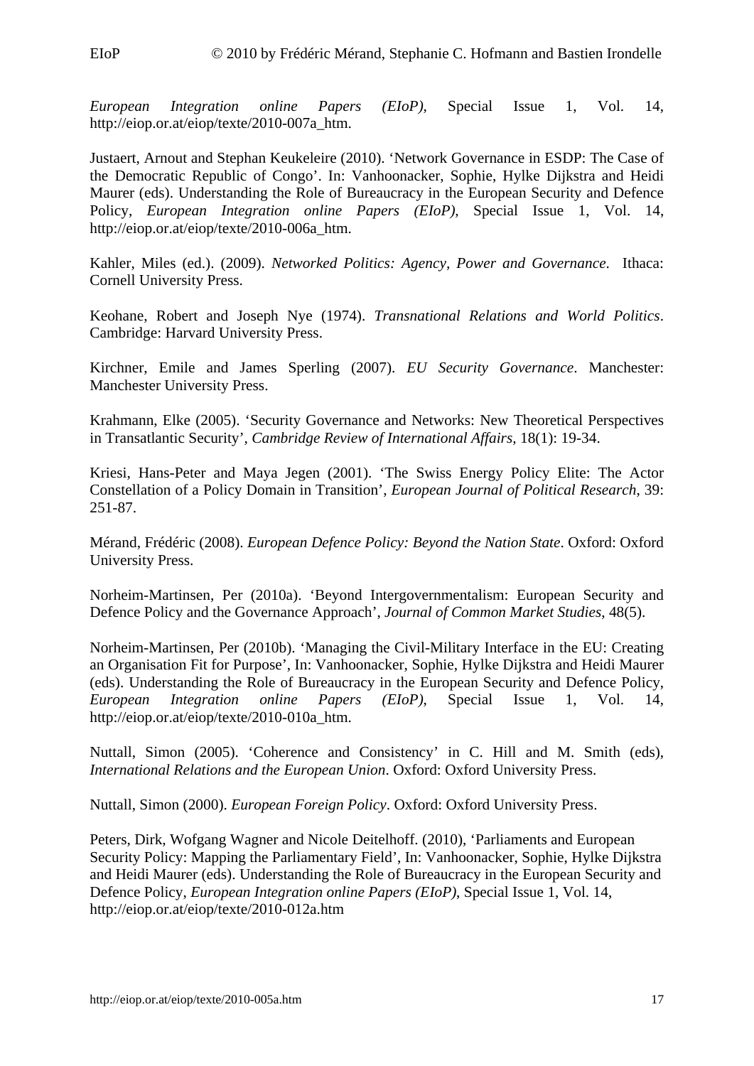*European Integration online Papers (EIoP)*, Special Issue 1, Vol. 14, http://eiop.or.at/eiop/texte/2010-007a_htm.

Justaert, Arnout and Stephan Keukeleire (2010). 'Network Governance in ESDP: The Case of the Democratic Republic of Congo'. In: Vanhoonacker, Sophie, Hylke Dijkstra and Heidi Maurer (eds). Understanding the Role of Bureaucracy in the European Security and Defence Policy, *European Integration online Papers (EIoP)*, Special Issue 1, Vol. 14, http://eiop.or.at/eiop/texte/2010-006a_htm.

Kahler, Miles (ed.). (2009). *Networked Politics: Agency, Power and Governance*. Ithaca: Cornell University Press.

Keohane, Robert and Joseph Nye (1974). *Transnational Relations and World Politics*. Cambridge: Harvard University Press.

Kirchner, Emile and James Sperling (2007). *EU Security Governance*. Manchester: Manchester University Press.

Krahmann, Elke (2005). 'Security Governance and Networks: New Theoretical Perspectives in Transatlantic Security', *Cambridge Review of International Affairs,* 18(1): 19-34.

Kriesi, Hans-Peter and Maya Jegen (2001). 'The Swiss Energy Policy Elite: The Actor Constellation of a Policy Domain in Transition', *European Journal of Political Research*, 39: 251-87.

Mérand, Frédéric (2008). *European Defence Policy: Beyond the Nation State*. Oxford: Oxford University Press.

Norheim-Martinsen, Per (2010a). 'Beyond Intergovernmentalism: European Security and Defence Policy and the Governance Approach', *Journal of Common Market Studies*, 48(5).

Norheim-Martinsen, Per (2010b). 'Managing the Civil-Military Interface in the EU: Creating an Organisation Fit for Purpose', In: Vanhoonacker, Sophie, Hylke Dijkstra and Heidi Maurer (eds). Understanding the Role of Bureaucracy in the European Security and Defence Policy, *European Integration online Papers (EIoP)*, Special Issue 1, Vol. 14, http://eiop.or.at/eiop/texte/2010-010a_htm.

Nuttall, Simon (2005). 'Coherence and Consistency' in C. Hill and M. Smith (eds), *International Relations and the European Union*. Oxford: Oxford University Press.

Nuttall, Simon (2000). *European Foreign Policy*. Oxford: Oxford University Press.

Peters, Dirk, Wolfgang Wagner and Nicole Deitelhoff. (2010), 'Parliaments and European Security Policy: Mapping the Parliamentary Field', In: Vanhoonacker, Sophie, Hylke Dijkstra and Heidi Maurer (eds). Understanding the Role of Bureaucracy in the European Security and Defence Policy, *European Integration online Papers (EIoP)*, Special Issue 1, Vol. 14, http://eiop.or.at/eiop/texte/2010-012a.htm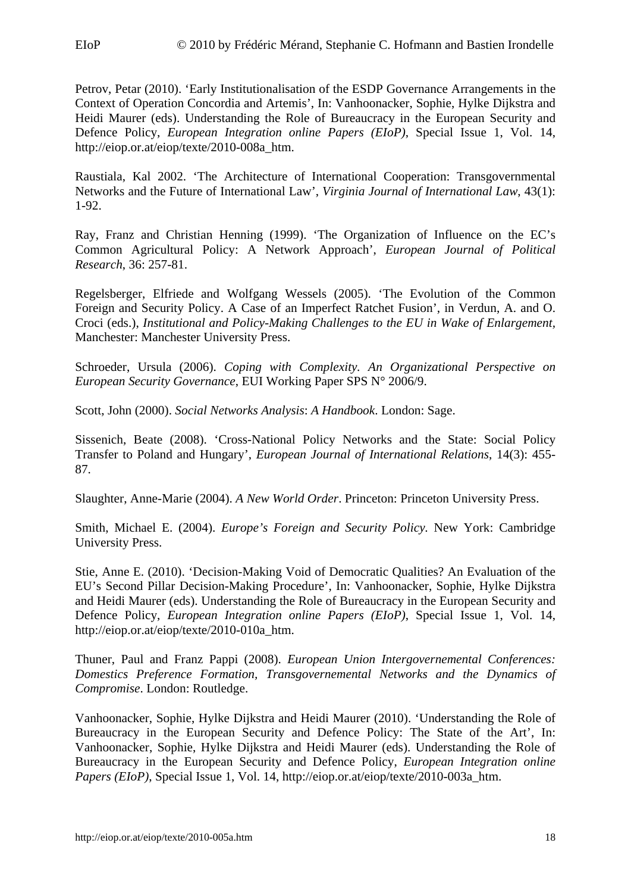Petrov, Petar (2010). 'Early Institutionalisation of the ESDP Governance Arrangements in the Context of Operation Concordia and Artemis', In: Vanhoonacker, Sophie, Hylke Dijkstra and Heidi Maurer (eds). Understanding the Role of Bureaucracy in the European Security and Defence Policy, *European Integration online Papers (EIoP)*, Special Issue 1, Vol. 14, http://eiop.or.at/eiop/texte/2010-008a_htm.

Raustiala, Kal 2002. 'The Architecture of International Cooperation: Transgovernmental Networks and the Future of International Law', *Virginia Journal of International Law*, 43(1): 1-92.

Ray, Franz and Christian Henning (1999). 'The Organization of Influence on the EC's Common Agricultural Policy: A Network Approach', *European Journal of Political Research*, 36: 257-81.

Regelsberger, Elfriede and Wolfgang Wessels (2005). 'The Evolution of the Common Foreign and Security Policy. A Case of an Imperfect Ratchet Fusion', in Verdun, A. and O. Croci (eds.), *Institutional and Policy-Making Challenges to the EU in Wake of Enlargement*, Manchester: Manchester University Press.

Schroeder, Ursula (2006). *Coping with Complexity. An Organizational Perspective on European Security Governance*, EUI Working Paper SPS N° 2006/9.

Scott, John (2000). *Social Networks Analysis*: *A Handbook*. London: Sage.

Sissenich, Beate (2008). 'Cross-National Policy Networks and the State: Social Policy Transfer to Poland and Hungary', *European Journal of International Relations*, 14(3): 455-87.

Slaughter, Anne-Marie (2004). *A New World Order*. Princeton: Princeton University Press.

Smith, Michael E. (2004). *Europe's Foreign and Security Policy.* New York: Cambridge University Press.

Stie, Anne E. (2010). 'Decision-Making Void of Democratic Qualities? An Evaluation of the EU's Second Pillar Decision-Making Procedure', In: Vanhoonacker, Sophie, Hylke Dijkstra and Heidi Maurer (eds). Understanding the Role of Bureaucracy in the European Security and Defence Policy, *European Integration online Papers (EIoP)*, Special Issue 1, Vol. 14, http://eiop.or.at/eiop/texte/2010-010a_htm.

Thuner, Paul and Franz Pappi (2008). *European Union Intergovernemental Conferences: Domestics Preference Formation, Transgovernemental Networks and the Dynamics of Compromise*. London: Routledge.

Vanhoonacker, Sophie, Hylke Dijkstra and Heidi Maurer (2010). 'Understanding the Role of Bureaucracy in the European Security and Defence Policy: The State of the Art', In: Vanhoonacker, Sophie, Hylke Dijkstra and Heidi Maurer (eds). Understanding the Role of Bureaucracy in the European Security and Defence Policy, *European Integration online Papers (EIoP)*, Special Issue 1, Vol. 14, http://eiop.or.at/eiop/texte/2010-003a_htm.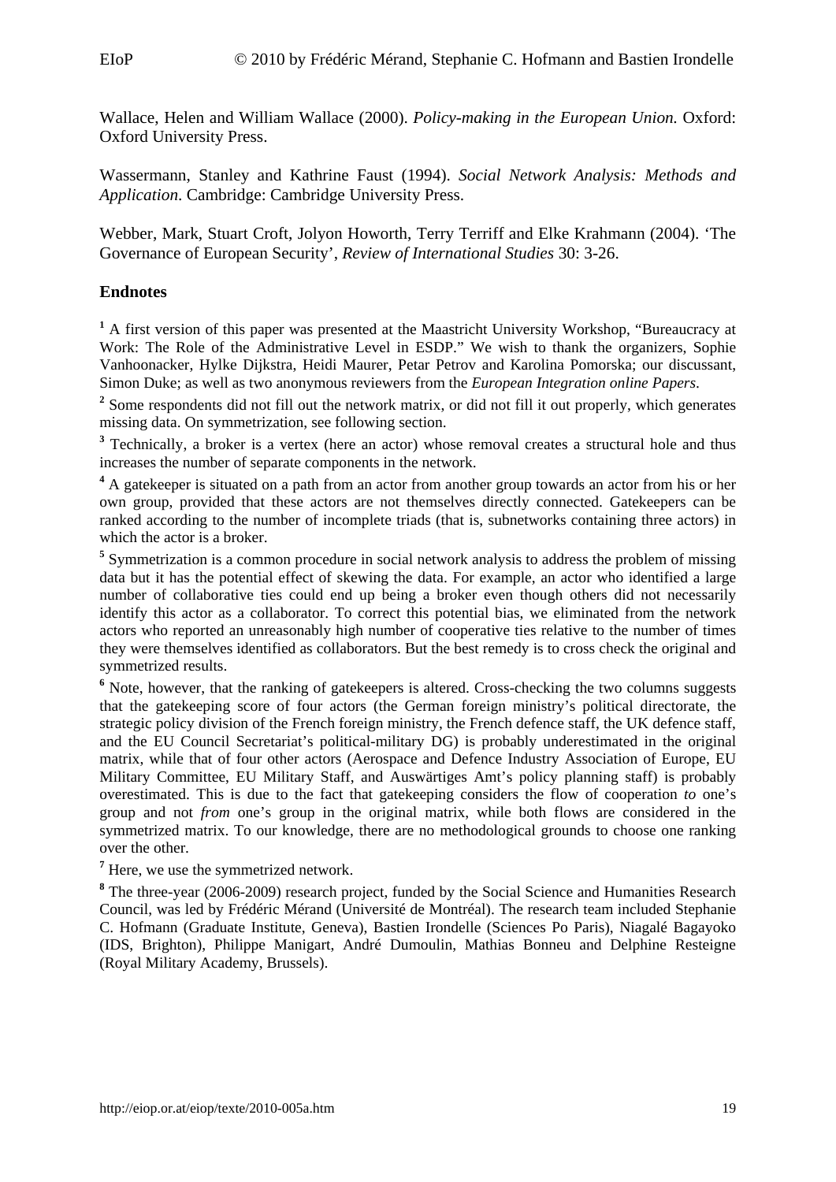Wallace, Helen and William Wallace (2000). *Policy-making in the European Union.* Oxford: Oxford University Press.

Wassermann, Stanley and Kathrine Faust (1994). *Social Network Analysis: Methods and Application*. Cambridge: Cambridge University Press.

Webber, Mark, Stuart Croft, Jolyon Howorth, Terry Terriff and Elke Krahmann (2004). 'The Governance of European Security', *Review of International Studies* 30: 3-26.

## Endnotes

[1] A first version of this paper was presented at the Maastricht University Workshop, "Bureaucracy at Work: The Role of the Administrative Level in ESDP." We wish to thank the organizers, Sophie Vanhoonacker, Hylke Dijkstra, Heidi Maurer, Petar Petrov and Karolina Pomorska; our discussant, Simon Duke; as well as two anonymous reviewers from the *European Integration online Papers*.

[2] Some respondents did not fill out the network matrix, or did not fill it out properly, which generates missing data. On symmetrization, see following section.

[3] Technically, a broker is a vertex (here an actor) whose removal creates a structural hole and thus increases the number of separate components in the network.

[4] A gatekeeper is situated on a path from an actor from another group towards an actor from his or her own group, provided that these actors are not themselves directly connected. Gatekeepers can be ranked according to the number of incomplete triads (that is, subnetworks containing three actors) in which the actor is a broker.

[5] Symmetrization is a common procedure in social network analysis to address the problem of missing data but it has the potential effect of skewing the data. For example, an actor who identified a large number of collaborative ties could end up being a broker even though others did not necessarily identify this actor as a collaborator. To correct this potential bias, we eliminated from the network actors who reported an unreasonably high number of cooperative ties relative to the number of times they were themselves identified as collaborators. But the best remedy is to cross check the original and symmetrized results.

[6] Note, however, that the ranking of gatekeepers is altered. Cross-checking the two columns suggests that the gatekeeping score of four actors (the German foreign ministry's political directorate, the strategic policy division of the French foreign ministry, the French defence staff, the UK defence staff, and the EU Council Secretariat's political-military DG) is probably underestimated in the original matrix, while that of four other actors (Aerospace and Defence Industry Association of Europe, EU Military Committee, EU Military Staff, and Auswärtiges Amt's policy planning staff) is probably overestimated. This is due to the fact that gatekeeping considers the flow of cooperation *to* one's group and not *from* one's group in the original matrix, while both flows are considered in the symmetrized matrix. To our knowledge, there are no methodological grounds to choose one ranking over the other.

[7] Here, we use the symmetrized network.

[8] The three-year (2006-2009) research project, funded by the Social Science and Humanities Research Council, was led by Frédéric Mérand (Université de Montréal). The research team included Stephanie C. Hofmann (Graduate Institute, Geneva), Bastien Irondelle (Sciences Po Paris), Niagalé Bagayoko (IDS, Brighton), Philippe Manigart, André Dumoulin, Mathias Bonneu and Delphine Resteigne (Royal Military Academy, Brussels).